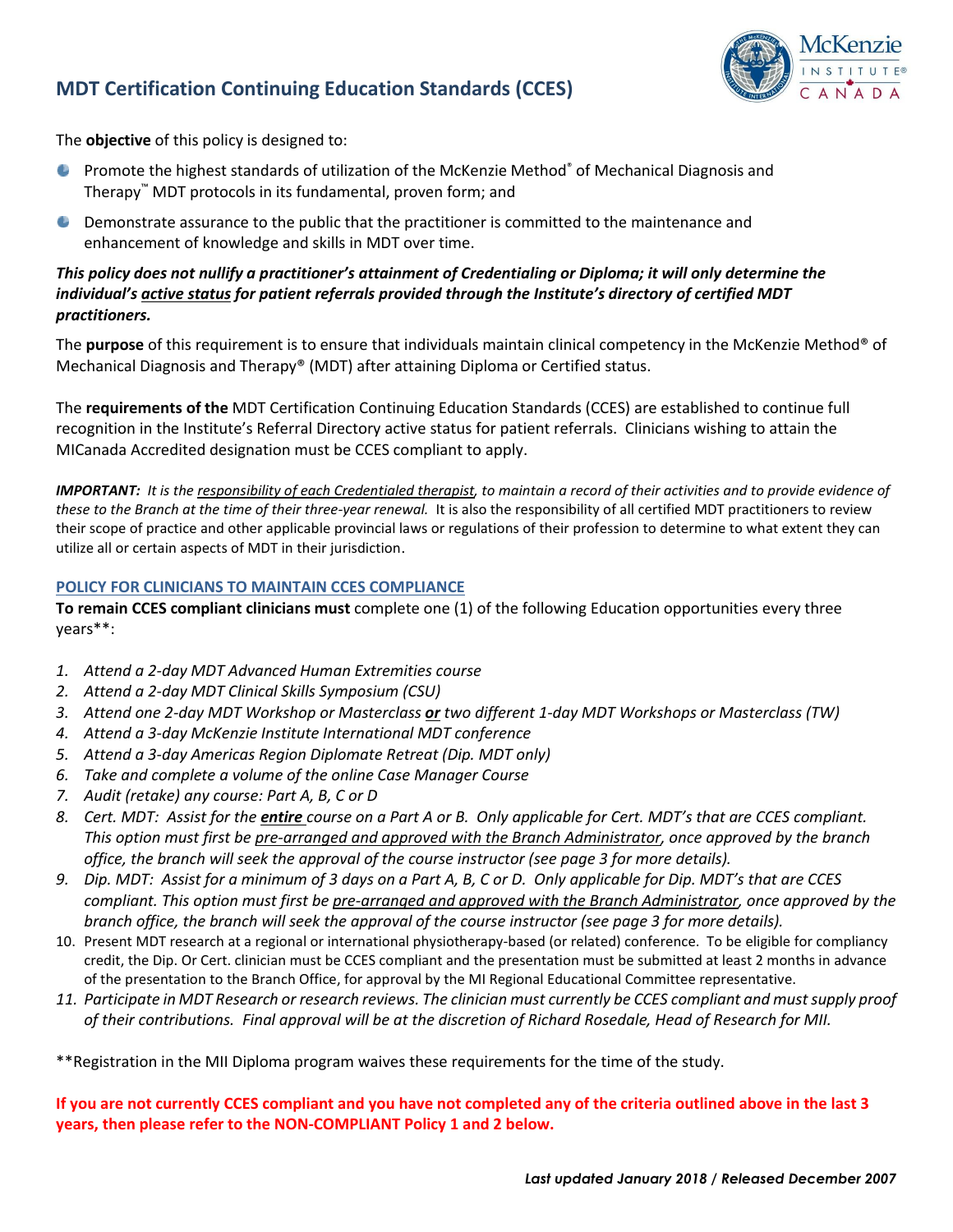# MDT Certification Continuing Education Standards (CCES)

The **objective** of this policy is designed to:

- Promote the highest standards of utilization of the McKenzie Method® of Mechanical Diagnosis and Therapy™ MDT protocols in its fundamental, proven form; and
- Demonstrate assurance to the public that the practitioner is committed to the maintenance and enhancement of knowledge and skills in MDT over time.

***This policy does not nullify a practitioner's attainment of Credentialing or Diploma; it will only determine the individual's active status for patient referrals provided through the Institute's directory of certified MDT practitioners.***

The **purpose** of this requirement is to ensure that individuals maintain clinical competency in the McKenzie Method® of Mechanical Diagnosis and Therapy® (MDT) after attaining Diploma or Certified status.

The **requirements of the** MDT Certification Continuing Education Standards (CCES) are established to continue full recognition in the Institute's Referral Directory active status for patient referrals. Clinicians wishing to attain the MICanada Accredited designation must be CCES compliant to apply.

***IMPORTANT:*** *It is the responsibility of each Credentialed therapist, to maintain a record of their activities and to provide evidence of these to the Branch at the time of their three-year renewal.* It is also the responsibility of all certified MDT practitioners to review their scope of practice and other applicable provincial laws or regulations of their profession to determine to what extent they can utilize all or certain aspects of MDT in their jurisdiction.

## POLICY FOR CLINICIANS TO MAINTAIN CCES COMPLIANCE

**To remain CCES compliant clinicians must** complete one (1) of the following Education opportunities every three years**:

1. *Attend a 2-day MDT Advanced Human Extremities course*
2. *Attend a 2-day MDT Clinical Skills Symposium (CSU)*
3. *Attend one 2-day MDT Workshop or Masterclass **or** two different 1-day MDT Workshops or Masterclass (TW)*
4. *Attend a 3-day McKenzie Institute International MDT conference*
5. *Attend a 3-day Americas Region Diplomate Retreat (Dip. MDT only)*
6. *Take and complete a volume of the online Case Manager Course*
7. *Audit (retake) any course: Part A, B, C or D*
8. *Cert. MDT: Assist for the **entire** course on a Part A or B. Only applicable for Cert. MDT's that are CCES compliant. This option must first be pre-arranged and approved with the Branch Administrator, once approved by the branch office, the branch will seek the approval of the course instructor (see page 3 for more details).*
9. *Dip. MDT: Assist for a minimum of 3 days on a Part A, B, C or D. Only applicable for Dip. MDT's that are CCES compliant. This option must first be pre-arranged and approved with the Branch Administrator, once approved by the branch office, the branch will seek the approval of the course instructor (see page 3 for more details).*
10. Present MDT research at a regional or international physiotherapy-based (or related) conference. To be eligible for compliancy credit, the Dip. Or Cert. clinician must be CCES compliant and the presentation must be submitted at least 2 months in advance of the presentation to the Branch Office, for approval by the MI Regional Educational Committee representative.
11. *Participate in MDT Research or research reviews. The clinician must currently be CCES compliant and must supply proof of their contributions. Final approval will be at the discretion of Richard Rosedale, Head of Research for MII.*

**Registration in the MII Diploma program waives these requirements for the time of the study.

**If you are not currently CCES compliant and you have not completed any of the criteria outlined above in the last 3 years, then please refer to the NON-COMPLIANT Policy 1 and 2 below.**

***Last updated January 2018 / Released December 2007***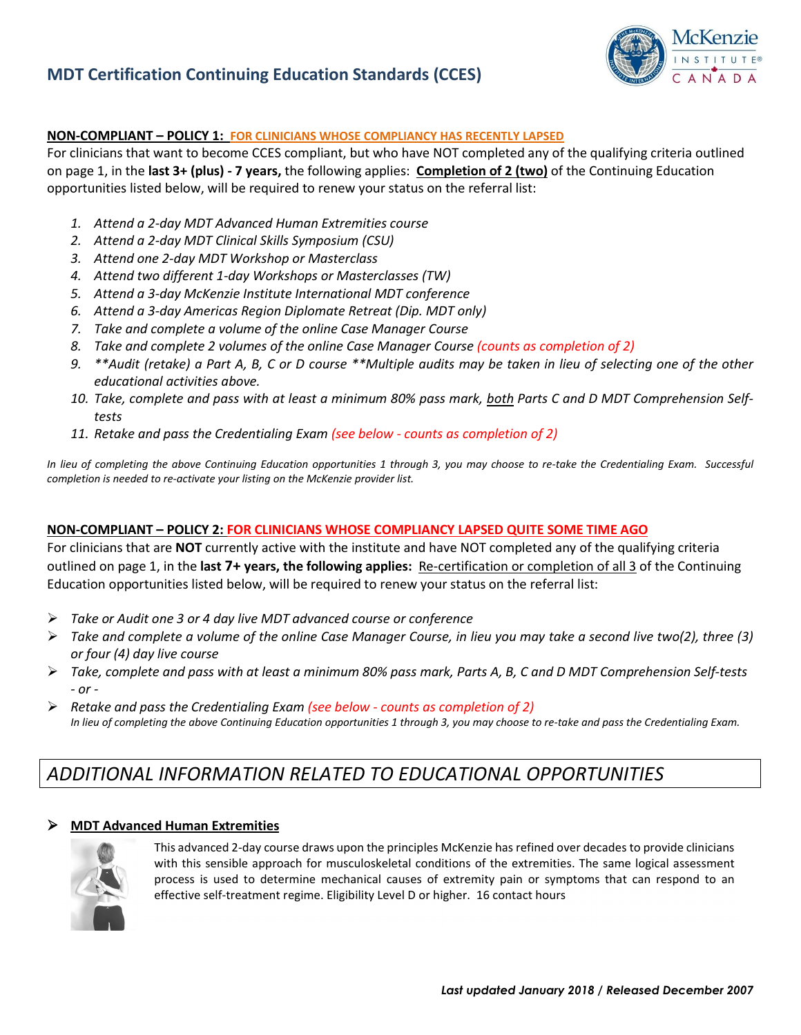## MDT Certification Continuing Education Standards (CCES)

**NON-COMPLIANT – POLICY 1: FOR CLINICIANS WHOSE COMPLIANCY HAS RECENTLY LAPSED**

For clinicians that want to become CCES compliant, but who have NOT completed any of the qualifying criteria outlined on page 1, in the **last 3+ (plus) - 7 years,** the following applies: **Completion of 2 (two)** of the Continuing Education opportunities listed below, will be required to renew your status on the referral list:

1. *Attend a 2-day MDT Advanced Human Extremities course*
2. *Attend a 2-day MDT Clinical Skills Symposium (CSU)*
3. *Attend one 2-day MDT Workshop or Masterclass*
4. *Attend two different 1-day Workshops or Masterclasses (TW)*
5. *Attend a 3-day McKenzie Institute International MDT conference*
6. *Attend a 3-day Americas Region Diplomate Retreat (Dip. MDT only)*
7. *Take and complete a volume of the online Case Manager Course*
8. *Take and complete 2 volumes of the online Case Manager Course (counts as completion of 2)*
9. *\*\*Audit (retake) a Part A, B, C or D course \*\*Multiple audits may be taken in lieu of selecting one of the other educational activities above.*
10. *Take, complete and pass with at least a minimum 80% pass mark, both Parts C and D MDT Comprehension Self-tests*
11. *Retake and pass the Credentialing Exam (see below - counts as completion of 2)*

*In lieu of completing the above Continuing Education opportunities 1 through 3, you may choose to re-take the Credentialing Exam. Successful completion is needed to re-activate your listing on the McKenzie provider list.*

**NON-COMPLIANT – POLICY 2: FOR CLINICIANS WHOSE COMPLIANCY LAPSED QUITE SOME TIME AGO**

For clinicians that are **NOT** currently active with the institute and have NOT completed any of the qualifying criteria outlined on page 1, in the **last 7+ years, the following applies:** Re-certification or completion of all 3 of the Continuing Education opportunities listed below, will be required to renew your status on the referral list:

- *Take or Audit one 3 or 4 day live MDT advanced course or conference*
- *Take and complete a volume of the online Case Manager Course, in lieu you may take a second live two(2), three (3) or four (4) day live course*
- *Take, complete and pass with at least a minimum 80% pass mark, Parts A, B, C and D MDT Comprehension Self-tests - or -*
- *Retake and pass the Credentialing Exam (see below - counts as completion of 2)*
  *In lieu of completing the above Continuing Education opportunities 1 through 3, you may choose to re-take and pass the Credentialing Exam.*

# *ADDITIONAL INFORMATION RELATED TO EDUCATIONAL OPPORTUNITIES*

- **MDT Advanced Human Extremities**

This advanced 2-day course draws upon the principles McKenzie has refined over decades to provide clinicians with this sensible approach for musculoskeletal conditions of the extremities. The same logical assessment process is used to determine mechanical causes of extremity pain or symptoms that can respond to an effective self-treatment regime. Eligibility Level D or higher. 16 contact hours

***Last updated January 2018 / Released December 2007***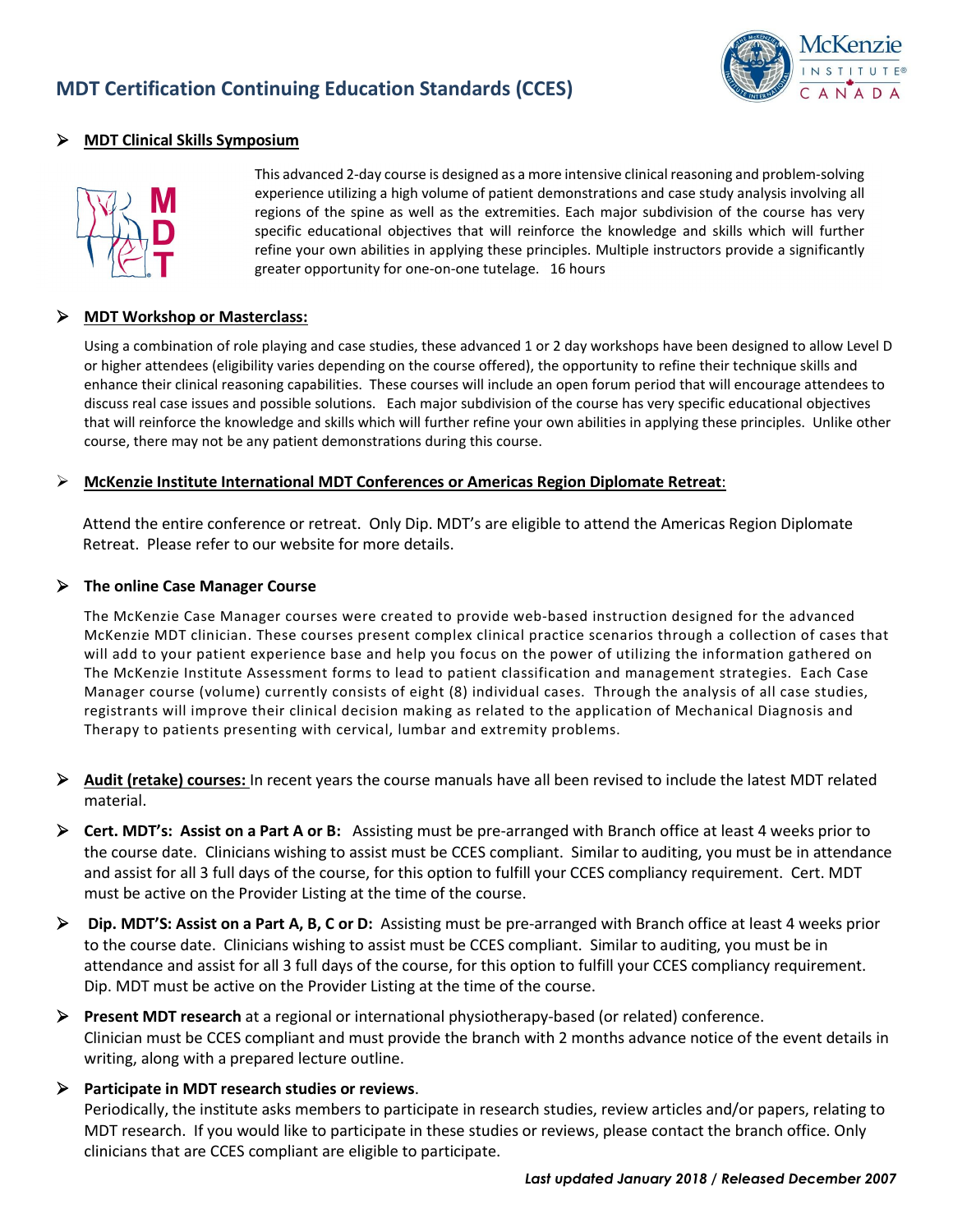## MDT Certification Continuing Education Standards (CCES)

- **MDT Clinical Skills Symposium**

This advanced 2-day course is designed as a more intensive clinical reasoning and problem-solving experience utilizing a high volume of patient demonstrations and case study analysis involving all regions of the spine as well as the extremities. Each major subdivision of the course has very specific educational objectives that will reinforce the knowledge and skills which will further refine your own abilities in applying these principles. Multiple instructors provide a significantly greater opportunity for one-on-one tutelage. 16 hours

- **MDT Workshop or Masterclass:**

Using a combination of role playing and case studies, these advanced 1 or 2 day workshops have been designed to allow Level D or higher attendees (eligibility varies depending on the course offered), the opportunity to refine their technique skills and enhance their clinical reasoning capabilities. These courses will include an open forum period that will encourage attendees to discuss real case issues and possible solutions. Each major subdivision of the course has very specific educational objectives that will reinforce the knowledge and skills which will further refine your own abilities in applying these principles. Unlike other course, there may not be any patient demonstrations during this course.

- **McKenzie Institute International MDT Conferences or Americas Region Diplomate Retreat**:

Attend the entire conference or retreat. Only Dip. MDT's are eligible to attend the Americas Region Diplomate Retreat. Please refer to our website for more details.

- **The online Case Manager Course**

The McKenzie Case Manager courses were created to provide web-based instruction designed for the advanced McKenzie MDT clinician. These courses present complex clinical practice scenarios through a collection of cases that will add to your patient experience base and help you focus on the power of utilizing the information gathered on The McKenzie Institute Assessment forms to lead to patient classification and management strategies. Each Case Manager course (volume) currently consists of eight (8) individual cases. Through the analysis of all case studies, registrants will improve their clinical decision making as related to the application of Mechanical Diagnosis and Therapy to patients presenting with cervical, lumbar and extremity problems.

- **Audit (retake) courses:** In recent years the course manuals have all been revised to include the latest MDT related material.
- **Cert. MDT's: Assist on a Part A or B:** Assisting must be pre-arranged with Branch office at least 4 weeks prior to the course date. Clinicians wishing to assist must be CCES compliant. Similar to auditing, you must be in attendance and assist for all 3 full days of the course, for this option to fulfill your CCES compliancy requirement. Cert. MDT must be active on the Provider Listing at the time of the course.
- **Dip. MDT'S: Assist on a Part A, B, C or D:** Assisting must be pre-arranged with Branch office at least 4 weeks prior to the course date. Clinicians wishing to assist must be CCES compliant. Similar to auditing, you must be in attendance and assist for all 3 full days of the course, for this option to fulfill your CCES compliancy requirement. Dip. MDT must be active on the Provider Listing at the time of the course.
- **Present MDT research** at a regional or international physiotherapy-based (or related) conference. Clinician must be CCES compliant and must provide the branch with 2 months advance notice of the event details in writing, along with a prepared lecture outline.
- **Participate in MDT research studies or reviews**. Periodically, the institute asks members to participate in research studies, review articles and/or papers, relating to MDT research. If you would like to participate in these studies or reviews, please contact the branch office. Only clinicians that are CCES compliant are eligible to participate.

*Last updated January 2018 / Released December 2007*